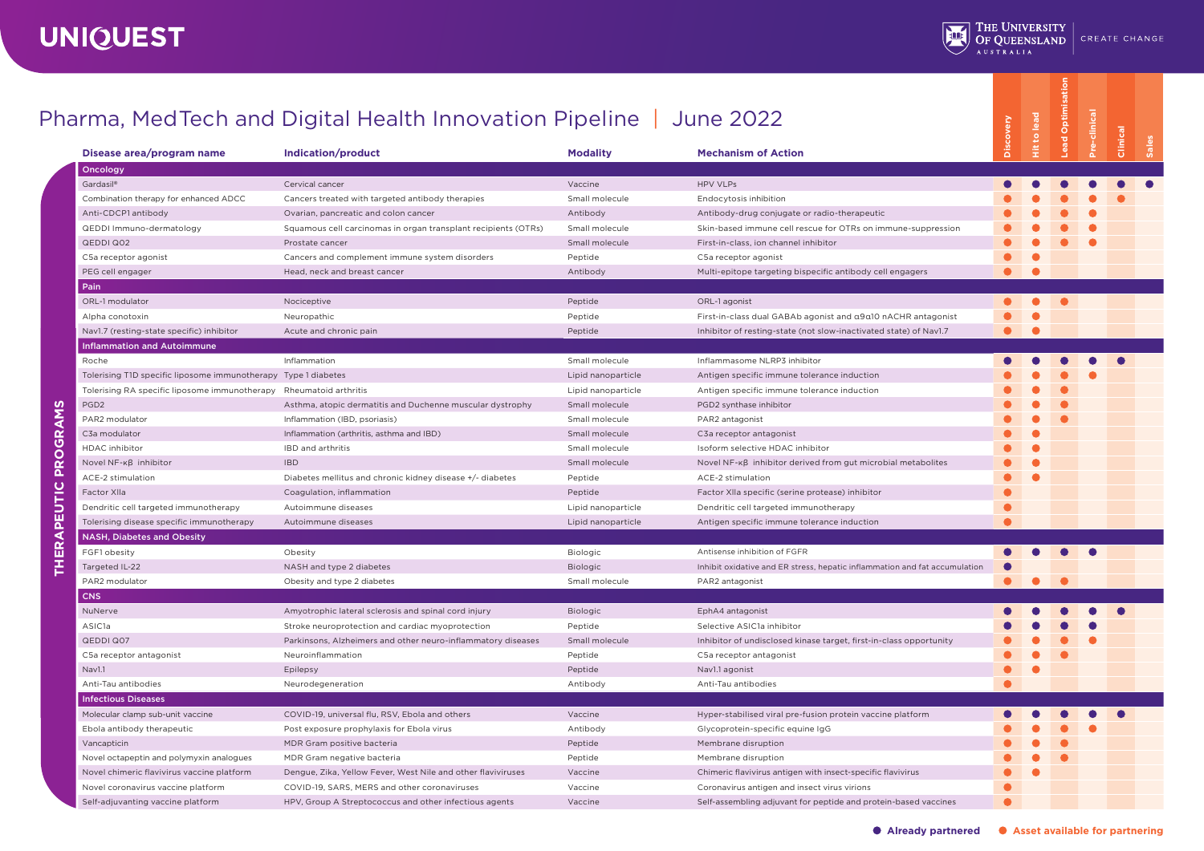# UNIQUEST

The University of Queensland, Australia — Create Change

## Pharma, MedTech and Digital Health Innovation Pipeline | June 2022

**THERAPEUTIC PROGRAMS**

● Already partnered ● Asset available for partnering

| Disease area/program name | Indication/product | Modality | Mechanism of Action | Discovery | Hit to lead | Lead Optimisation | Pre-clinical | Clinical | Sales |
|---|---|---|---|---|---|---|---|---|---|
| **Oncology** | | | | | | | | | |
| Gardasil® | Cervical cancer | Vaccine | HPV VLPs | ● (partnered) | ● (partnered) | ● (partnered) | ● (partnered) | ● (partnered) | ● (partnered) |
| Combination therapy for enhanced ADCC | Cancers treated with targeted antibody therapies | Small molecule | Endocytosis inhibition | ● (available) | ● (available) | ● (available) | ● (available) | ● (available) | |
| Anti-CDCP1 antibody | Ovarian, pancreatic and colon cancer | Antibody | Antibody-drug conjugate or radio-therapeutic | ● (available) | ● (available) | ● (available) | ● (available) | | |
| QEDDI Immuno-dermatology | Squamous cell carcinomas in organ transplant recipients (OTRs) | Small molecule | Skin-based immune cell rescue for OTRs on immune-suppression | ● (available) | ● (available) | ● (available) | ● (available) | | |
| QEDDI Q02 | Prostate cancer | Small molecule | First-in-class, ion channel inhibitor | ● (available) | ● (available) | ● (available) | ● (available) | | |
| C5a receptor agonist | Cancers and complement immune system disorders | Peptide | C5a receptor agonist | ● (available) | ● (available) | | | | |
| PEG cell engager | Head, neck and breast cancer | Antibody | Multi-epitope targeting bispecific antibody cell engagers | ● (available) | ● (available) | | | | |
| **Pain** | | | | | | | | | |
| ORL-1 modulator | Nociceptive | Peptide | ORL-1 agonist | ● (available) | ● (available) | ● (available) | | | |
| Alpha conotoxin | Neuropathic | Peptide | First-in-class dual GABAb agonist and α9α10 nAChR antagonist | ● (available) | ● (available) | | | | |
| Nav1.7 (resting-state specific) inhibitor | Acute and chronic pain | Peptide | Inhibitor of resting-state (not slow-inactivated state) of Nav1.7 | ● (available) | ● (available) | | | | |
| **Inflammation and Autoimmune** | | | | | | | | | |
| Roche | Inflammation | Small molecule | Inflammasome NLRP3 inhibitor | ● (partnered) | ● (partnered) | ● (partnered) | ● (partnered) | ● (partnered) | |
| Tolerising T1D specific liposome immunotherapy | Type 1 diabetes | Lipid nanoparticle | Antigen specific immune tolerance induction | ● (available) | ● (available) | ● (available) | ● (available) | | |
| Tolerising RA specific liposome immunotherapy | Rheumatoid arthritis | Lipid nanoparticle | Antigen specific immune tolerance induction | ● (available) | ● (available) | ● (available) | | | |
| PGD2 | Asthma, atopic dermatitis and Duchenne muscular dystrophy | Small molecule | PGD2 synthase inhibitor | ● (available) | ● (available) | ● (available) | | | |
| PAR2 modulator | Inflammation (IBD, psoriasis) | Small molecule | PAR2 antagonist | ● (available) | ● (available) | ● (available) | | | |
| C3a modulator | Inflammation (arthritis, asthma and IBD) | Small molecule | C3a receptor antagonist | ● (available) | ● (available) | | | | |
| HDAC inhibitor | IBD and arthritis | Small molecule | Isoform selective HDAC inhibitor | ● (available) | ● (available) | | | | |
| Novel NF-κβ inhibitor | IBD | Small molecule | Novel NF-κβ inhibitor derived from gut microbial metabolites | ● (available) | ● (available) | | | | |
| ACE-2 stimulation | Diabetes mellitus and chronic kidney disease +/- diabetes | Peptide | ACE-2 stimulation | ● (available) | ● (available) | | | | |
| Factor XIIa | Coagulation, inflammation | Peptide | Factor XIIa specific (serine protease) inhibitor | ● (available) | | | | | |
| Dendritic cell targeted immunotherapy | Autoimmune diseases | Lipid nanoparticle | Dendritic cell targeted immunotherapy | ● (available) | | | | | |
| Tolerising disease specific immunotherapy | Autoimmune diseases | Lipid nanoparticle | Antigen specific immune tolerance induction | ● (available) | | | | | |
| **NASH, Diabetes and Obesity** | | | | | | | | | |
| FGF1 obesity | Obesity | Biologic | Antisense inhibition of FGFR | ● (partnered) | ● (partnered) | ● (partnered) | ● (partnered) | | |
| Targeted IL-22 | NASH and type 2 diabetes | Biologic | Inhibit oxidative and ER stress, hepatic inflammation and fat accumulation | ● (partnered) | | | | | |
| PAR2 modulator | Obesity and type 2 diabetes | Small molecule | PAR2 antagonist | ● (available) | ● (available) | ● (available) | | | |
| **CNS** | | | | | | | | | |
| NuNerve | Amyotrophic lateral sclerosis and spinal cord injury | Biologic | EphA4 antagonist | ● (partnered) | ● (partnered) | ● (partnered) | ● (partnered) | ● (partnered) | |
| ASIC1a | Stroke neuroprotection and cardiac myoprotection | Peptide | Selective ASIC1a inhibitor | ● (partnered) | ● (partnered) | ● (partnered) | ● (partnered) | | |
| QEDDI Q07 | Parkinsons, Alzheimers and other neuro-inflammatory diseases | Small molecule | Inhibitor of undisclosed kinase target, first-in-class opportunity | ● (available) | ● (available) | ● (available) | ● (available) | | |
| C5a receptor antagonist | Neuroinflammation | Peptide | C5a receptor antagonist | ● (available) | ● (available) | ● (available) | | | |
| Nav1.1 | Epilepsy | Peptide | Nav1.1 agonist | ● (available) | ● (available) | | | | |
| Anti-Tau antibodies | Neurodegeneration | Antibody | Anti-Tau antibodies | ● (available) | | | | | |
| **Infectious Diseases** | | | | | | | | | |
| Molecular clamp sub-unit vaccine | COVID-19, universal flu, RSV, Ebola and others | Vaccine | Hyper-stabilised viral pre-fusion protein vaccine platform | ● (partnered) | ● (partnered) | ● (partnered) | ● (partnered) | ● (partnered) | |
| Ebola antibody therapeutic | Post exposure prophylaxis for Ebola virus | Antibody | Glycoprotein-specific equine IgG | ● (available) | ● (available) | ● (available) | ● (available) | | |
| Vancapticin | MDR Gram positive bacteria | Peptide | Membrane disruption | ● (available) | ● (available) | ● (available) | | | |
| Novel octapeptin and polymyxin analogues | MDR Gram negative bacteria | Peptide | Membrane disruption | ● (available) | ● (available) | ● (available) | | | |
| Novel chimeric flavivirus vaccine platform | Dengue, Zika, Yellow Fever, West Nile and other flaviviruses | Vaccine | Chimeric flavivirus antigen with insect-specific flavivirus | ● (available) | ● (available) | | | | |
| Novel coronavirus vaccine platform | COVID-19, SARS, MERS and other coronaviruses | Vaccine | Coronavirus antigen and insect virus virions | ● (available) | | | | | |
| Self-adjuvanting vaccine platform | HPV, Group A Streptococcus and other infectious agents | Vaccine | Self-assembling adjuvant for peptide and protein-based vaccines | ● (available) | | | | | |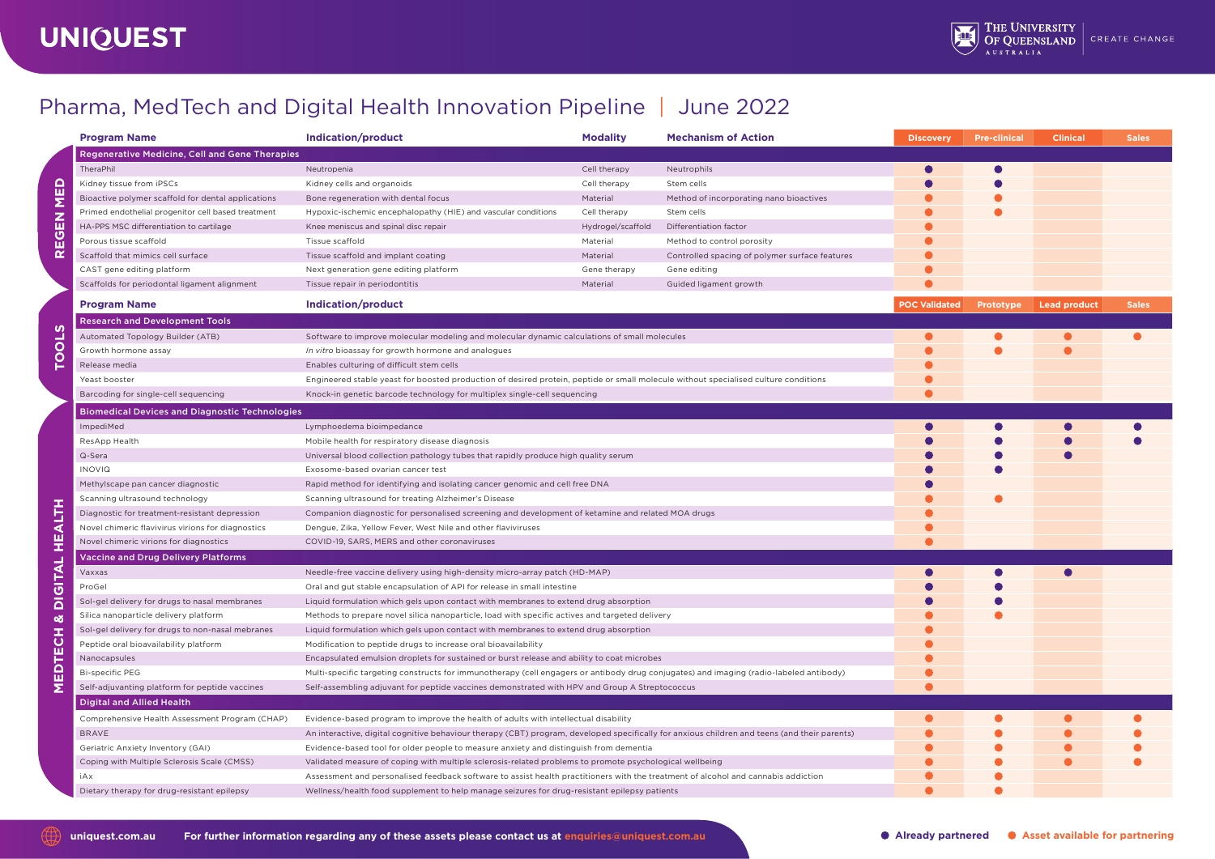# Pharma, MedTech and Digital Health Innovation Pipeline | June 2022

Legend: ● Already partnered (purple) | ● Asset available for partnering (orange)

## REGEN MED

| Program Name | Indication/product | Modality | Mechanism of Action | Discovery | Pre-clinical | Clinical | Sales |
|---|---|---|---|---|---|---|---|
| **Regenerative Medicine, Cell and Gene Therapies** | | | | | | | |
| TheraPhil | Neutropenia | Cell therapy | Neutrophils | ● (partnered) | ● (partnered) | | |
| Kidney tissue from iPSCs | Kidney cells and organoids | Cell therapy | Stem cells | ● (partnered) | ● (partnered) | | |
| Bioactive polymer scaffold for dental applications | Bone regeneration with dental focus | Material | Method of incorporating nano bioactives | ● (available) | ● (available) | | |
| Primed endothelial progenitor cell based treatment | Hypoxic-ischemic encephalopathy (HIE) and vascular conditions | Cell therapy | Stem cells | ● (available) | ● (available) | | |
| HA-PPS MSC differentiation to cartilage | Knee meniscus and spinal disc repair | Hydrogel/scaffold | Differentiation factor | ● (available) | | | |
| Porous tissue scaffold | Tissue scaffold | Material | Method to control porosity | ● (available) | | | |
| Scaffold that mimics cell surface | Tissue scaffold and implant coating | Material | Controlled spacing of polymer surface features | ● (available) | | | |
| CAST gene editing platform | Next generation gene editing platform | Gene therapy | Gene editing | ● (available) | | | |
| Scaffolds for periodontal ligament alignment | Tissue repair in periodontitis | Material | Guided ligament growth | ● (available) | | | |

## TOOLS

| Program Name | Indication/product | POC Validated | Prototype | Lead product | Sales |
|---|---|---|---|---|---|
| **Research and Development Tools** | | | | | |
| Automated Topology Builder (ATB) | Software to improve molecular modeling and molecular dynamic calculations of small molecules | ● (available) | ● (available) | ● (available) | ● (available) |
| Growth hormone assay | *In vitro* bioassay for growth hormone and analogues | ● (available) | ● (available) | ● (available) | |
| Release media | Enables culturing of difficult stem cells | ● (available) | | | |
| Yeast booster | Engineered stable yeast for boosted production of desired protein, peptide or small molecule without specialised culture conditions | ● (available) | | | |
| Barcoding for single-cell sequencing | Knock-in genetic barcode technology for multiplex single-cell sequencing | ● (available) | | | |

## MEDTECH & DIGITAL HEALTH

| Program Name | Indication/product | POC Validated | Prototype | Lead product | Sales |
|---|---|---|---|---|---|
| **Biomedical Devices and Diagnostic Technologies** | | | | | |
| ImpediMed | Lymphoedema bioimpedance | ● (partnered) | ● (partnered) | ● (partnered) | ● (partnered) |
| ResApp Health | Mobile health for respiratory disease diagnosis | ● (partnered) | ● (partnered) | ● (partnered) | ● (partnered) |
| Q-Sera | Universal blood collection pathology tubes that rapidly produce high quality serum | ● (partnered) | ● (partnered) | ● (partnered) | |
| INOVIQ | Exosome-based ovarian cancer test | ● (partnered) | ● (partnered) | | |
| Methylscape pan cancer diagnostic | Rapid method for identifying and isolating cancer genomic and cell free DNA | ● (partnered) | | | |
| Scanning ultrasound technology | Scanning ultrasound for treating Alzheimer's Disease | ● (available) | ● (available) | | |
| Diagnostic for treatment-resistant depression | Companion diagnostic for personalised screening and development of ketamine and related MOA drugs | ● (available) | | | |
| Novel chimeric flavivirus virions for diagnostics | Dengue, Zika, Yellow Fever, West Nile and other flaviviruses | ● (available) | | | |
| Novel chimeric virions for diagnostics | COVID-19, SARS, MERS and other coronaviruses | ● (available) | | | |
| **Vaccine and Drug Delivery Platforms** | | | | | |
| Vaxxas | Needle-free vaccine delivery using high-density micro-array patch (HD-MAP) | ● (partnered) | ● (partnered) | ● (partnered) | |
| ProGel | Oral and gut stable encapsulation of API for release in small intestine | ● (partnered) | ● (partnered) | | |
| Sol-gel delivery for drugs to nasal membranes | Liquid formulation which gels upon contact with membranes to extend drug absorption | ● (partnered) | ● (partnered) | | |
| Silica nanoparticle delivery platform | Methods to prepare novel silica nanoparticle, load with specific actives and targeted delivery | ● (available) | ● (available) | | |
| Sol-gel delivery for drugs to non-nasal mebranes | Liquid formulation which gels upon contact with membranes to extend drug absorption | ● (available) | | | |
| Peptide oral bioavailability platform | Modification to peptide drugs to increase oral bioavailability | ● (available) | | | |
| Nanocapsules | Encapsulated emulsion droplets for sustained or burst release and ability to coat microbes | ● (available) | | | |
| Bi-specific PEG | Multi-specific targeting constructs for immunotherapy (cell engagers or antibody drug conjugates) and imaging (radio-labeled antibody) | ● (available) | | | |
| Self-adjuvanting platform for peptide vaccines | Self-assembling adjuvant for peptide vaccines demonstrated with HPV and Group A Streptococcus | ● (available) | | | |
| **Digital and Allied Health** | | | | | |
| Comprehensive Health Assessment Program (CHAP) | Evidence-based program to improve the health of adults with intellectual disability | ● (available) | ● (available) | ● (available) | ● (available) |
| BRAVE | An interactive, digital cognitive behaviour therapy (CBT) program, developed specifically for anxious children and teens (and their parents) | ● (available) | ● (available) | ● (available) | ● (available) |
| Geriatric Anxiety Inventory (GAI) | Evidence-based tool for older people to measure anxiety and distinguish from dementia | ● (available) | ● (available) | ● (available) | ● (available) |
| Coping with Multiple Sclerosis Scale (CMSS) | Validated measure of coping with multiple sclerosis-related problems to promote psychological wellbeing | ● (available) | ● (available) | ● (available) | ● (available) |
| iAx | Assessment and personalised feedback software to assist health practitioners with the treatment of alcohol and cannabis addiction | ● (available) | ● (available) | | |
| Dietary therapy for drug-resistant epilepsy | Wellness/health food supplement to help manage seizures for drug-resistant epilepsy patients | ● (available) | ● (available) | | |

uniquest.com.au

For further information regarding any of these assets please contact us at enquiries@uniquest.com.au